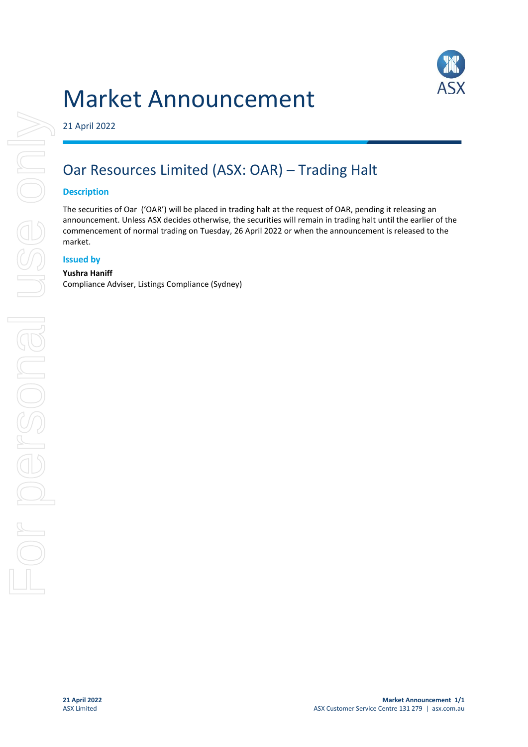# Market Announcement

21 April 2022

## Oar Resources Limited (ASX: OAR) – Trading Halt

### Description

The securities of Oar  ('OAR') will be placed in trading halt at the request of OAR, pending it releasing an announcement. Unless ASX decides otherwise, the securities will remain in trading halt until the earlier of the commencement of normal trading on Tuesday, 26 April 2022 or when the announcement is released to the market.

### Issued by

**Yushra Haniff**
Compliance Adviser, Listings Compliance (Sydney)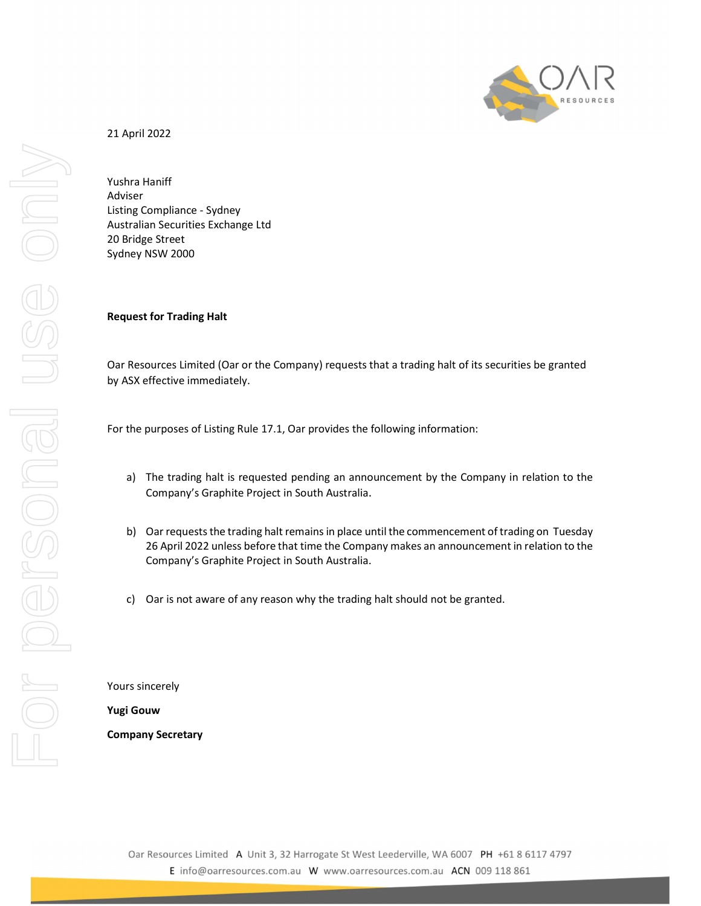21 April 2022

Yushra Haniff
Adviser
Listing Compliance - Sydney
Australian Securities Exchange Ltd
20 Bridge Street
Sydney NSW 2000

**Request for Trading Halt**

Oar Resources Limited (Oar or the Company) requests that a trading halt of its securities be granted by ASX effective immediately.

For the purposes of Listing Rule 17.1, Oar provides the following information:

a) The trading halt is requested pending an announcement by the Company in relation to the Company's Graphite Project in South Australia.

b) Oar requests the trading halt remains in place until the commencement of trading on Tuesday 26 April 2022 unless before that time the Company makes an announcement in relation to the Company's Graphite Project in South Australia.

c) Oar is not aware of any reason why the trading halt should not be granted.

Yours sincerely

**Yugi Gouw**

**Company Secretary**

Oar Resources Limited A Unit 3, 32 Harrogate St West Leederville, WA 6007 PH +61 8 6117 4797
E info@oarresources.com.au W www.oarresources.com.au ACN 009 118 861